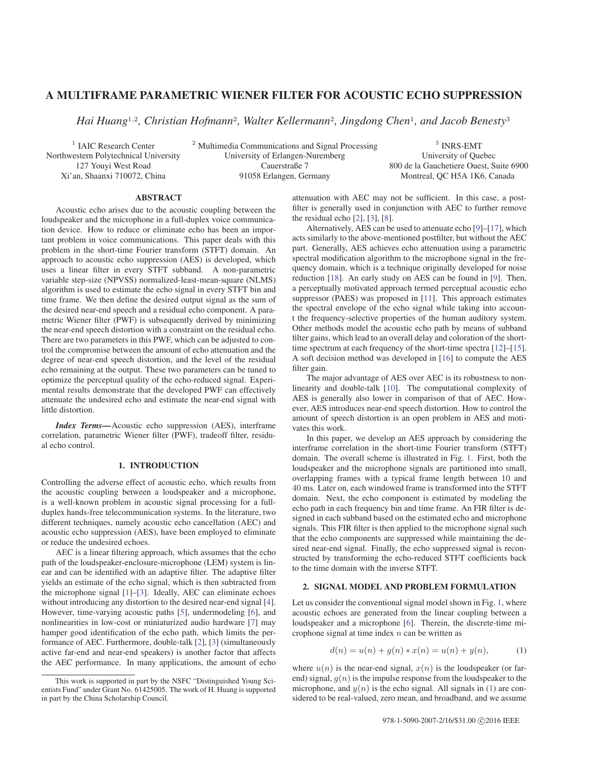# A MULTIFRAME PARAMETRIC WIENER FILTER FOR ACOUSTIC ECHO SUPPRESSION

*Hai Huang[1,2], Christian Hofmann[2], Walter Kellermann[2], Jingdong Chen[1], and Jacob Benesty[3]*

[1] IAIC Research Center
Northwestern Polytechnical University
127 Youyi West Road
Xi'an, Shaanxi 710072, China

[2] Multimedia Communications and Signal Processing
University of Erlangen-Nuremberg
Cauerstraße 7
91058 Erlangen, Germany

[3] INRS-EMT
University of Quebec
800 de la Gauchetiere Ouest, Suite 6900
Montreal, QC H5A 1K6, Canada

## ABSTRACT

Acoustic echo arises due to the acoustic coupling between the loudspeaker and the microphone in a full-duplex voice communication device. How to reduce or eliminate echo has been an important problem in voice communications. This paper deals with this problem in the short-time Fourier transform (STFT) domain. An approach to acoustic echo suppression (AES) is developed, which uses a linear filter in every STFT subband. A non-parametric variable step-size (NPVSS) normalized-least-mean-square (NLMS) algorithm is used to estimate the echo signal in every STFT bin and time frame. We then define the desired output signal as the sum of the desired near-end speech and a residual echo component. A parametric Wiener filter (PWF) is subsequently derived by minimizing the near-end speech distortion with a constraint on the residual echo. There are two parameters in this PWF, which can be adjusted to control the compromise between the amount of echo attenuation and the degree of near-end speech distortion, and the level of the residual echo remaining at the output. These two parameters can be tuned to optimize the perceptual quality of the echo-reduced signal. Experimental results demonstrate that the developed PWF can effectively attenuate the undesired echo and estimate the near-end signal with little distortion.

***Index Terms*—**Acoustic echo suppression (AES), interframe correlation, parametric Wiener filter (PWF), tradeoff filter, residual echo control.

## 1. INTRODUCTION

Controlling the adverse effect of acoustic echo, which results from the acoustic coupling between a loudspeaker and a microphone, is a well-known problem in acoustic signal processing for a full-duplex hands-free telecommunication systems. In the literature, two different techniques, namely acoustic echo cancellation (AEC) and acoustic echo suppression (AES), have been employed to eliminate or reduce the undesired echoes.

AEC is a linear filtering approach, which assumes that the echo path of the loudspeaker-enclosure-microphone (LEM) system is linear and can be identified with an adaptive filter. The adaptive filter yields an estimate of the echo signal, which is then subtracted from the microphone signal [1]–[3]. Ideally, AEC can eliminate echoes without introducing any distortion to the desired near-end signal [4]. However, time-varying acoustic paths [5], undermodeling [6], and nonlinearities in low-cost or miniaturized audio hardware [7] may hamper good identification of the echo path, which limits the performance of AEC. Furthermore, double-talk [2], [3] (simultaneously active far-end and near-end speakers) is another factor that affects the AEC performance. In many applications, the amount of echo attenuation with AEC may not be sufficient. In this case, a postfilter is generally used in conjunction with AEC to further remove the residual echo [2], [3], [8].

Alternatively, AES can be used to attenuate echo [9]–[17], which acts similarly to the above-mentioned postfilter, but without the AEC part. Generally, AES achieves echo attenuation using a parametric spectral modification algorithm to the microphone signal in the frequency domain, which is a technique originally developed for noise reduction [18]. An early study on AES can be found in [9]. Then, a perceptually motivated approach termed perceptual acoustic echo suppressor (PAES) was proposed in [11]. This approach estimates the spectral envelope of the echo signal while taking into account the frequency-selective properties of the human auditory system. Other methods model the acoustic echo path by means of subband filter gains, which lead to an overall delay and coloration of the short-time spectrum at each frequency of the short-time spectra [12]–[15]. A soft decision method was developed in [16] to compute the AES filter gain.

The major advantage of AES over AEC is its robustness to nonlinearity and double-talk [10]. The computational complexity of AES is generally also lower in comparison of that of AEC. However, AES introduces near-end speech distortion. How to control the amount of speech distortion is an open problem in AES and motivates this work.

In this paper, we develop an AES approach by considering the interframe correlation in the short-time Fourier transform (STFT) domain. The overall scheme is illustrated in Fig. 1. First, both the loudspeaker and the microphone signals are partitioned into small, overlapping frames with a typical frame length between 10 and 40 ms. Later on, each windowed frame is transformed into the STFT domain. Next, the echo component is estimated by modeling the echo path in each frequency bin and time frame. An FIR filter is designed in each subband based on the estimated echo and microphone signals. This FIR filter is then applied to the microphone signal such that the echo components are suppressed while maintaining the desired near-end signal. Finally, the echo suppressed signal is reconstructed by transforming the echo-reduced STFT coefficients back to the time domain with the inverse STFT.

## 2. SIGNAL MODEL AND PROBLEM FORMULATION

Let us consider the conventional signal model shown in Fig. 1, where acoustic echoes are generated from the linear coupling between a loudspeaker and a microphone [6]. Therein, the discrete-time microphone signal at time index $n$ can be written as

$$d(n) = u(n) + g(n) * x(n) = u(n) + y(n), \tag{1}$$

where $u(n)$ is the near-end signal, $x(n)$ is the loudspeaker (or far-end) signal, $g(n)$ is the impulse response from the loudspeaker to the microphone, and $y(n)$ is the echo signal. All signals in (1) are considered to be real-valued, zero mean, and broadband, and we assume

This work is supported in part by the NSFC "Distinguished Young Scientists Fund" under Grant No. 61425005. The work of H. Huang is supported in part by the China Scholarship Council.

978-1-5090-2007-2/16/$31.00 ©2016 IEEE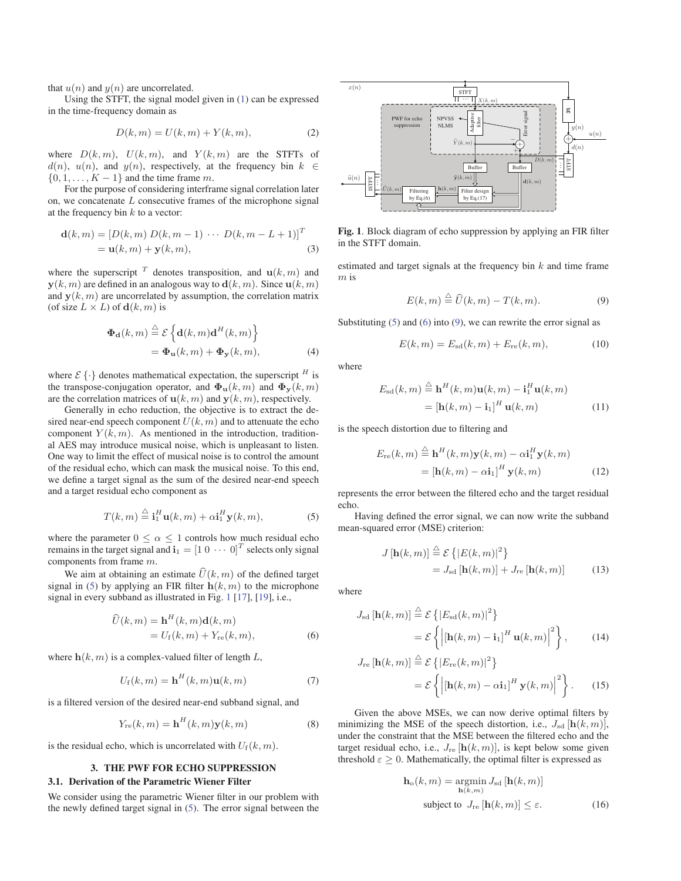that $u(n)$ and $y(n)$ are uncorrelated.

Using the STFT, the signal model given in (1) can be expressed in the time-frequency domain as

$$D(k,m) = U(k,m) + Y(k,m), \tag{2}$$

where $D(k,m)$, $U(k,m)$, and $Y(k,m)$ are the STFTs of $d(n)$, $u(n)$, and $y(n)$, respectively, at the frequency bin $k \in \{0, 1, \ldots, K-1\}$ and the time frame $m$.

For the purpose of considering interframe signal correlation later on, we concatenate $L$ consecutive frames of the microphone signal at the frequency bin $k$ to a vector:

$$\begin{aligned}\mathbf{d}(k,m) &= [D(k,m)\; D(k,m-1)\; \cdots\; D(k,m-L+1)]^T \\ &= \mathbf{u}(k,m) + \mathbf{y}(k,m),\end{aligned} \tag{3}$$

where the superscript $^T$ denotes transposition, and $\mathbf{u}(k,m)$ and $\mathbf{y}(k,m)$ are defined in an analogous way to $\mathbf{d}(k,m)$. Since $\mathbf{u}(k,m)$ and $\mathbf{y}(k,m)$ are uncorrelated by assumption, the correlation matrix (of size $L \times L$) of $\mathbf{d}(k,m)$ is

$$\begin{aligned}\mathbf{\Phi}_{\mathbf{d}}(k,m) &\triangleq \mathcal{E}\left\{\mathbf{d}(k,m)\mathbf{d}^H(k,m)\right\} \\ &= \mathbf{\Phi}_{\mathbf{u}}(k,m) + \mathbf{\Phi}_{\mathbf{y}}(k,m),\end{aligned} \tag{4}$$

where $\mathcal{E}\{\cdot\}$ denotes mathematical expectation, the superscript $^H$ is the transpose-conjugation operator, and $\mathbf{\Phi}_{\mathbf{u}}(k,m)$ and $\mathbf{\Phi}_{\mathbf{y}}(k,m)$ are the correlation matrices of $\mathbf{u}(k,m)$ and $\mathbf{y}(k,m)$, respectively.

Generally in echo reduction, the objective is to extract the desired near-end speech component $U(k,m)$ and to attenuate the echo component $Y(k,m)$. As mentioned in the introduction, traditional AES may introduce musical noise, which is unpleasant to listen. One way to limit the effect of musical noise is to control the amount of the residual echo, which can mask the musical noise. To this end, we define a target signal as the sum of the desired near-end speech and a target residual echo component as

$$T(k,m) \triangleq \mathbf{i}_1^H \mathbf{u}(k,m) + \alpha \mathbf{i}_1^H \mathbf{y}(k,m), \tag{5}$$

where the parameter $0 \leq \alpha \leq 1$ controls how much residual echo remains in the target signal and $\mathbf{i}_1 = [1\; 0\; \cdots\; 0]^T$ selects only signal components from frame $m$.

We aim at obtaining an estimate $\widehat{U}(k,m)$ of the defined target signal in (5) by applying an FIR filter $\mathbf{h}(k,m)$ to the microphone signal in every subband as illustrated in Fig. 1 [17], [19], i.e.,

$$\begin{aligned}\widehat{U}(k,m) &= \mathbf{h}^H(k,m)\mathbf{d}(k,m) \\ &= U_{\mathrm{f}}(k,m) + Y_{\mathrm{re}}(k,m),\end{aligned} \tag{6}$$

where $\mathbf{h}(k,m)$ is a complex-valued filter of length $L$,

$$U_{\mathrm{f}}(k,m) = \mathbf{h}^H(k,m)\mathbf{u}(k,m) \tag{7}$$

is a filtered version of the desired near-end subband signal, and

$$Y_{\mathrm{re}}(k,m) = \mathbf{h}^H(k,m)\mathbf{y}(k,m) \tag{8}$$

is the residual echo, which is uncorrelated with $U_{\mathrm{f}}(k,m)$.

## 3. THE PWF FOR ECHO SUPPRESSION

### 3.1. Derivation of the Parametric Wiener Filter

We consider using the parametric Wiener filter in our problem with the newly defined target signal in (5). The error signal between the estimated and target signals at the frequency bin $k$ and time frame $m$ is

**Fig. 1**. Block diagram of echo suppression by applying an FIR filter in the STFT domain.

$$E(k,m) \triangleq \widehat{U}(k,m) - T(k,m). \tag{9}$$

Substituting (5) and (6) into (9), we can rewrite the error signal as

$$E(k,m) = E_{\mathrm{sd}}(k,m) + E_{\mathrm{re}}(k,m), \tag{10}$$

where

$$\begin{aligned}E_{\mathrm{sd}}(k,m) &\triangleq \mathbf{h}^H(k,m)\mathbf{u}(k,m) - \mathbf{i}_1^H\mathbf{u}(k,m) \\ &= [\mathbf{h}(k,m) - \mathbf{i}_1]^H \mathbf{u}(k,m)\end{aligned} \tag{11}$$

is the speech distortion due to filtering and

$$\begin{aligned}E_{\mathrm{re}}(k,m) &\triangleq \mathbf{h}^H(k,m)\mathbf{y}(k,m) - \alpha\mathbf{i}_1^H\mathbf{y}(k,m) \\ &= [\mathbf{h}(k,m) - \alpha\mathbf{i}_1]^H \mathbf{y}(k,m)\end{aligned} \tag{12}$$

represents the error between the filtered echo and the target residual echo.

Having defined the error signal, we can now write the subband mean-squared error (MSE) criterion:

$$\begin{aligned}J[\mathbf{h}(k,m)] &\triangleq \mathcal{E}\left\{|E(k,m)|^2\right\} \\ &= J_{\mathrm{sd}}[\mathbf{h}(k,m)] + J_{\mathrm{re}}[\mathbf{h}(k,m)]\end{aligned} \tag{13}$$

where

$$\begin{aligned}J_{\mathrm{sd}}[\mathbf{h}(k,m)] &\triangleq \mathcal{E}\left\{|E_{\mathrm{sd}}(k,m)|^2\right\} \\ &= \mathcal{E}\left\{\left|[\mathbf{h}(k,m) - \mathbf{i}_1]^H \mathbf{u}(k,m)\right|^2\right\},\end{aligned} \tag{14}$$

$$\begin{aligned}J_{\mathrm{re}}[\mathbf{h}(k,m)] &\triangleq \mathcal{E}\left\{|E_{\mathrm{re}}(k,m)|^2\right\} \\ &= \mathcal{E}\left\{\left|[\mathbf{h}(k,m) - \alpha\mathbf{i}_1]^H \mathbf{y}(k,m)\right|^2\right\}.\end{aligned} \tag{15}$$

Given the above MSEs, we can now derive optimal filters by minimizing the MSE of the speech distortion, i.e., $J_{\mathrm{sd}}[\mathbf{h}(k,m)]$, under the constraint that the MSE between the filtered echo and the target residual echo, i.e., $J_{\mathrm{re}}[\mathbf{h}(k,m)]$, is kept below some given threshold $\varepsilon \geq 0$. Mathematically, the optimal filter is expressed as

$$\begin{aligned}\mathbf{h}_{\mathrm{o}}(k,m) = &\underset{\mathbf{h}(k,m)}{\operatorname{argmin}}\, J_{\mathrm{sd}}[\mathbf{h}(k,m)] \\ &\text{subject to } J_{\mathrm{re}}[\mathbf{h}(k,m)] \leq \varepsilon.\end{aligned} \tag{16}$$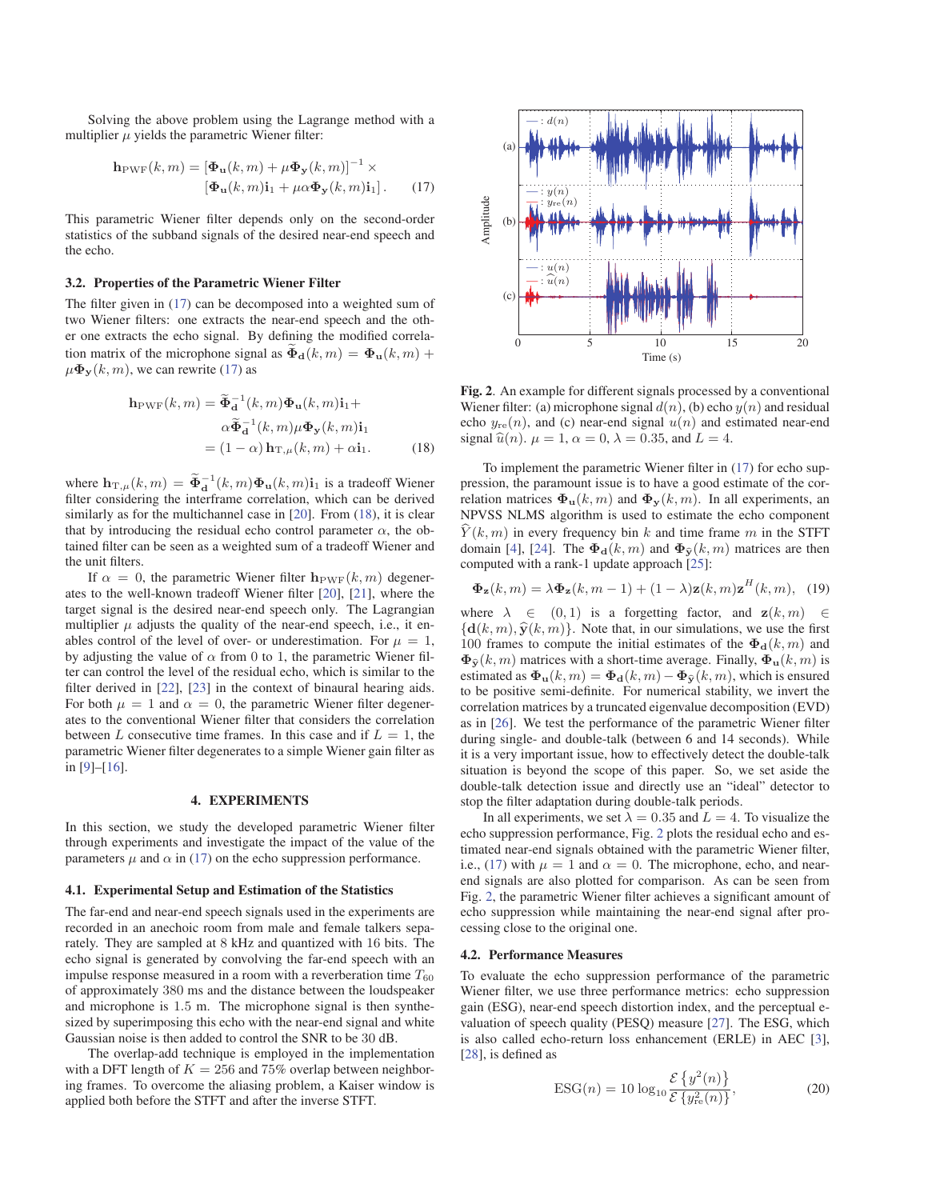Solving the above problem using the Lagrange method with a multiplier $\mu$ yields the parametric Wiener filter:

$$\mathbf{h}_{\mathrm{PWF}}(k,m) = \left[\mathbf{\Phi}_{\mathbf{u}}(k,m) + \mu\mathbf{\Phi}_{\mathbf{y}}(k,m)\right]^{-1} \times \left[\mathbf{\Phi}_{\mathbf{u}}(k,m)\mathbf{i}_1 + \mu\alpha\mathbf{\Phi}_{\mathbf{y}}(k,m)\mathbf{i}_1\right]. \quad (17)$$

This parametric Wiener filter depends only on the second-order statistics of the subband signals of the desired near-end speech and the echo.

### 3.2. Properties of the Parametric Wiener Filter

The filter given in (17) can be decomposed into a weighted sum of two Wiener filters: one extracts the near-end speech and the other one extracts the echo signal. By defining the modified correlation matrix of the microphone signal as $\widetilde{\mathbf{\Phi}}_{\mathbf{d}}(k,m) = \mathbf{\Phi}_{\mathbf{u}}(k,m) + \mu\mathbf{\Phi}_{\mathbf{y}}(k,m)$, we can rewrite (17) as

$$\begin{aligned}\mathbf{h}_{\mathrm{PWF}}(k,m) &= \widetilde{\mathbf{\Phi}}_{\mathbf{d}}^{-1}(k,m)\mathbf{\Phi}_{\mathbf{u}}(k,m)\mathbf{i}_1 + \\ &\quad \alpha\widetilde{\mathbf{\Phi}}_{\mathbf{d}}^{-1}(k,m)\mu\mathbf{\Phi}_{\mathbf{y}}(k,m)\mathbf{i}_1 \\ &= (1-\alpha)\,\mathbf{h}_{\mathrm{T},\mu}(k,m) + \alpha\mathbf{i}_1. \end{aligned} \quad (18)$$

where $\mathbf{h}_{\mathrm{T},\mu}(k,m) = \widetilde{\mathbf{\Phi}}_{\mathbf{d}}^{-1}(k,m)\mathbf{\Phi}_{\mathbf{u}}(k,m)\mathbf{i}_1$ is a tradeoff Wiener filter considering the interframe correlation, which can be derived similarly as for the multichannel case in [20]. From (18), it is clear that by introducing the residual echo control parameter $\alpha$, the obtained filter can be seen as a weighted sum of a tradeoff Wiener and the unit filters.

If $\alpha = 0$, the parametric Wiener filter $\mathbf{h}_{\mathrm{PWF}}(k,m)$ degenerates to the well-known tradeoff Wiener filter [20], [21], where the target signal is the desired near-end speech only. The Lagrangian multiplier $\mu$ adjusts the quality of the near-end speech, i.e., it enables control of the level of over- or underestimation. For $\mu = 1$, by adjusting the value of $\alpha$ from 0 to 1, the parametric Wiener filter can control the level of the residual echo, which is similar to the filter derived in [22], [23] in the context of binaural hearing aids. For both $\mu = 1$ and $\alpha = 0$, the parametric Wiener filter degenerates to the conventional Wiener filter that considers the correlation between $L$ consecutive time frames. In this case and if $L = 1$, the parametric Wiener filter degenerates to a simple Wiener gain filter as in [9]–[16].

## 4. EXPERIMENTS

In this section, we study the developed parametric Wiener filter through experiments and investigate the impact of the value of the parameters $\mu$ and $\alpha$ in (17) on the echo suppression performance.

### 4.1. Experimental Setup and Estimation of the Statistics

The far-end and near-end speech signals used in the experiments are recorded in an anechoic room from male and female talkers separately. They are sampled at 8 kHz and quantized with 16 bits. The echo signal is generated by convolving the far-end speech with an impulse response measured in a room with a reverberation time $T_{60}$ of approximately 380 ms and the distance between the loudspeaker and microphone is 1.5 m. The microphone signal is then synthesized by superimposing this echo with the near-end signal and white Gaussian noise is then added to control the SNR to be 30 dB.

The overlap-add technique is employed in the implementation with a DFT length of $K = 256$ and 75% overlap between neighboring frames. To overcome the aliasing problem, a Kaiser window is applied both before the STFT and after the inverse STFT.

**Fig. 2**. An example for different signals processed by a conventional Wiener filter: (a) microphone signal $d(n)$, (b) echo $y(n)$ and residual echo $y_{\mathrm{re}}(n)$, and (c) near-end signal $u(n)$ and estimated near-end signal $\widehat{u}(n)$. $\mu = 1$, $\alpha = 0$, $\lambda = 0.35$, and $L = 4$.

To implement the parametric Wiener filter in (17) for echo suppression, the paramount issue is to have a good estimate of the correlation matrices $\mathbf{\Phi}_{\mathbf{u}}(k,m)$ and $\mathbf{\Phi}_{\mathbf{y}}(k,m)$. In all experiments, an NPVSS NLMS algorithm is used to estimate the echo component $\widehat{Y}(k,m)$ in every frequency bin $k$ and time frame $m$ in the STFT domain [4], [24]. The $\mathbf{\Phi}_{\mathbf{d}}(k,m)$ and $\mathbf{\Phi}_{\widehat{\mathbf{y}}}(k,m)$ matrices are then computed with a rank-1 update approach [25]:

$$\mathbf{\Phi}_{\mathbf{z}}(k,m) = \lambda\mathbf{\Phi}_{\mathbf{z}}(k,m-1) + (1-\lambda)\mathbf{z}(k,m)\mathbf{z}^H(k,m), \quad (19)$$

where $\lambda \in (0,1)$ is a forgetting factor, and $\mathbf{z}(k,m) \in \{\mathbf{d}(k,m), \widehat{\mathbf{y}}(k,m)\}$. Note that, in our simulations, we use the first 100 frames to compute the initial estimates of the $\mathbf{\Phi}_{\mathbf{d}}(k,m)$ and $\mathbf{\Phi}_{\widehat{\mathbf{y}}}(k,m)$ matrices with a short-time average. Finally, $\mathbf{\Phi}_{\mathbf{u}}(k,m)$ is estimated as $\mathbf{\Phi}_{\mathbf{u}}(k,m) = \mathbf{\Phi}_{\mathbf{d}}(k,m) - \mathbf{\Phi}_{\widehat{\mathbf{y}}}(k,m)$, which is ensured to be positive semi-definite. For numerical stability, we invert the correlation matrices by a truncated eigenvalue decomposition (EVD) as in [26]. We test the performance of the parametric Wiener filter during single- and double-talk (between 6 and 14 seconds). While it is a very important issue, how to effectively detect the double-talk situation is beyond the scope of this paper. So, we set aside the double-talk detection issue and directly use an "ideal" detector to stop the filter adaptation during double-talk periods.

In all experiments, we set $\lambda = 0.35$ and $L = 4$. To visualize the echo suppression performance, Fig. 2 plots the residual echo and estimated near-end signals obtained with the parametric Wiener filter, i.e., (17) with $\mu = 1$ and $\alpha = 0$. The microphone, echo, and near-end signals are also plotted for comparison. As can be seen from Fig. 2, the parametric Wiener filter achieves a significant amount of echo suppression while maintaining the near-end signal after processing close to the original one.

### 4.2. Performance Measures

To evaluate the echo suppression performance of the parametric Wiener filter, we use three performance metrics: echo suppression gain (ESG), near-end speech distortion index, and the perceptual evaluation of speech quality (PESQ) measure [27]. The ESG, which is also called echo-return loss enhancement (ERLE) in AEC [3], [28], is defined as

$$\mathrm{ESG}(n) = 10\log_{10}\frac{\mathcal{E}\left\{y^2(n)\right\}}{\mathcal{E}\left\{y_{\mathrm{re}}^2(n)\right\}}, \quad (20)$$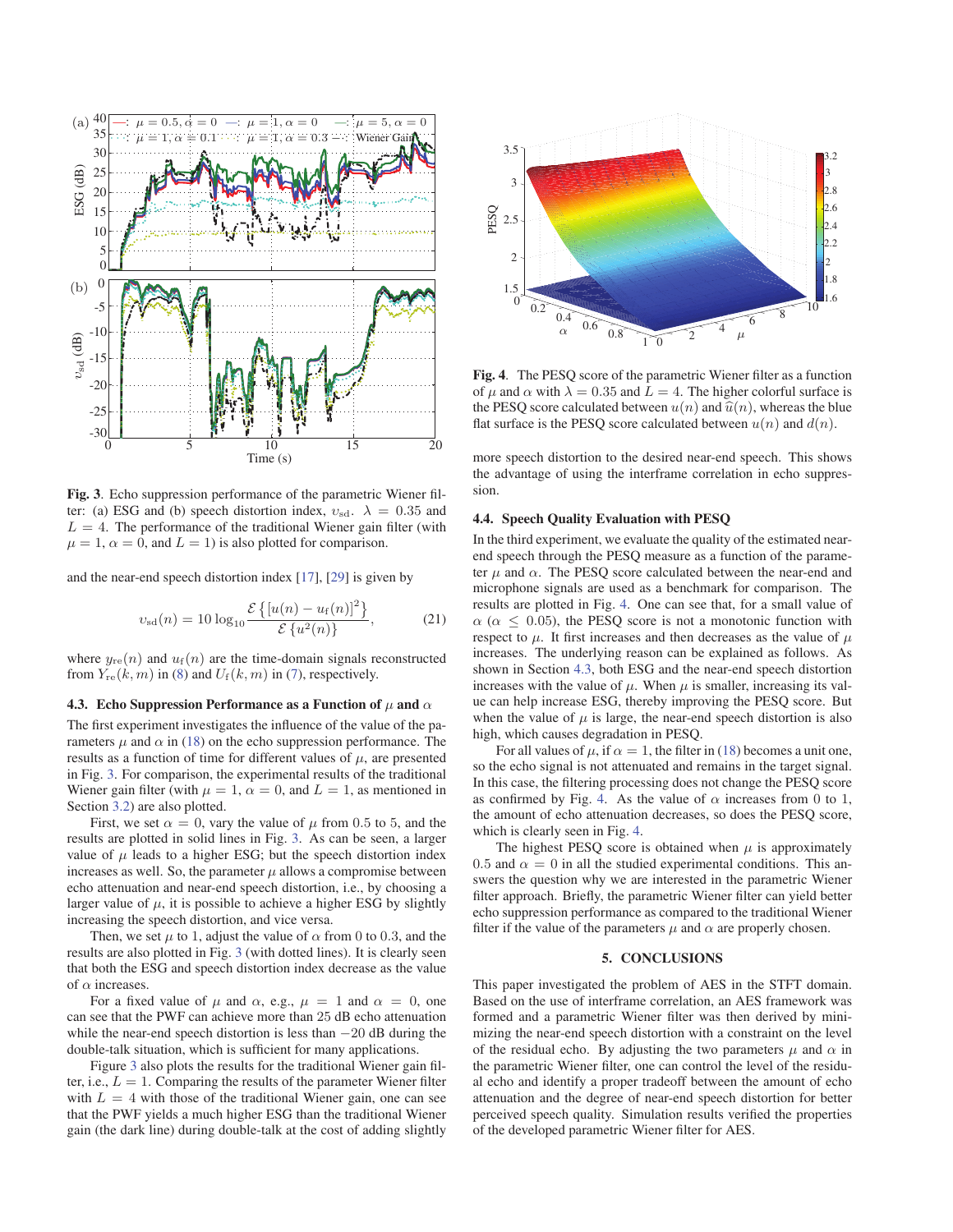Fig. 3. Echo suppression performance of the parametric Wiener filter: (a) ESG and (b) speech distortion index, $\upsilon_{\rm sd}$. $\lambda = 0.35$ and $L = 4$. The performance of the traditional Wiener gain filter (with $\mu = 1$, $\alpha = 0$, and $L = 1$) is also plotted for comparison.

and the near-end speech distortion index [17], [29] is given by

$$\upsilon_{\rm sd}(n) = 10\log_{10}\frac{\mathcal{E}\left\{[u(n) - u_{\rm f}(n)]^2\right\}}{\mathcal{E}\left\{u^2(n)\right\}}, \tag{21}$$

where $y_{\rm re}(n)$ and $u_{\rm f}(n)$ are the time-domain signals reconstructed from $Y_{\rm re}(k,m)$ in (8) and $U_{\rm f}(k,m)$ in (7), respectively.

### 4.3. Echo Suppression Performance as a Function of $\mu$ and $\alpha$

The first experiment investigates the influence of the value of the parameters $\mu$ and $\alpha$ in (18) on the echo suppression performance. The results as a function of time for different values of $\mu$, are presented in Fig. 3. For comparison, the experimental results of the traditional Wiener gain filter (with $\mu = 1$, $\alpha = 0$, and $L = 1$, as mentioned in Section 3.2) are also plotted.

First, we set $\alpha = 0$, vary the value of $\mu$ from 0.5 to 5, and the results are plotted in solid lines in Fig. 3. As can be seen, a larger value of $\mu$ leads to a higher ESG; but the speech distortion index increases as well. So, the parameter $\mu$ allows a compromise between echo attenuation and near-end speech distortion, i.e., by choosing a larger value of $\mu$, it is possible to achieve a higher ESG by slightly increasing the speech distortion, and vice versa.

Then, we set $\mu$ to 1, adjust the value of $\alpha$ from 0 to 0.3, and the results are also plotted in Fig. 3 (with dotted lines). It is clearly seen that both the ESG and speech distortion index decrease as the value of $\alpha$ increases.

For a fixed value of $\mu$ and $\alpha$, e.g., $\mu = 1$ and $\alpha = 0$, one can see that the PWF can achieve more than 25 dB echo attenuation while the near-end speech distortion is less than $-20$ dB during the double-talk situation, which is sufficient for many applications.

Figure 3 also plots the results for the traditional Wiener gain filter, i.e., $L = 1$. Comparing the results of the parameter Wiener filter with $L = 4$ with those of the traditional Wiener gain, one can see that the PWF yields a much higher ESG than the traditional Wiener gain (the dark line) during double-talk at the cost of adding slightly more speech distortion to the desired near-end speech. This shows the advantage of using the interframe correlation in echo suppression.

Fig. 4. The PESQ score of the parametric Wiener filter as a function of $\mu$ and $\alpha$ with $\lambda = 0.35$ and $L = 4$. The higher colorful surface is the PESQ score calculated between $u(n)$ and $\widehat{u}(n)$, whereas the blue flat surface is the PESQ score calculated between $u(n)$ and $d(n)$.

### 4.4. Speech Quality Evaluation with PESQ

In the third experiment, we evaluate the quality of the estimated near-end speech through the PESQ measure as a function of the parameter $\mu$ and $\alpha$. The PESQ score calculated between the near-end and microphone signals are used as a benchmark for comparison. The results are plotted in Fig. 4. One can see that, for a small value of $\alpha$ ($\alpha \leq 0.05$), the PESQ score is not a monotonic function with respect to $\mu$. It first increases and then decreases as the value of $\mu$ increases. The underlying reason can be explained as follows. As shown in Section 4.3, both ESG and the near-end speech distortion increases with the value of $\mu$. When $\mu$ is smaller, increasing its value can help increase ESG, thereby improving the PESQ score. But when the value of $\mu$ is large, the near-end speech distortion is also high, which causes degradation in PESQ.

For all values of $\mu$, if $\alpha = 1$, the filter in (18) becomes a unit one, so the echo signal is not attenuated and remains in the target signal. In this case, the filtering processing does not change the PESQ score as confirmed by Fig. 4. As the value of $\alpha$ increases from 0 to 1, the amount of echo attenuation decreases, so does the PESQ score, which is clearly seen in Fig. 4.

The highest PESQ score is obtained when $\mu$ is approximately 0.5 and $\alpha = 0$ in all the studied experimental conditions. This answers the question why we are interested in the parametric Wiener filter approach. Briefly, the parametric Wiener filter can yield better echo suppression performance as compared to the traditional Wiener filter if the value of the parameters $\mu$ and $\alpha$ are properly chosen.

## 5. CONCLUSIONS

This paper investigated the problem of AES in the STFT domain. Based on the use of interframe correlation, an AES framework was formed and a parametric Wiener filter was then derived by minimizing the near-end speech distortion with a constraint on the level of the residual echo. By adjusting the two parameters $\mu$ and $\alpha$ in the parametric Wiener filter, one can control the level of the residual echo and identify a proper tradeoff between the amount of echo attenuation and the degree of near-end speech distortion for better perceived speech quality. Simulation results verified the properties of the developed parametric Wiener filter for AES.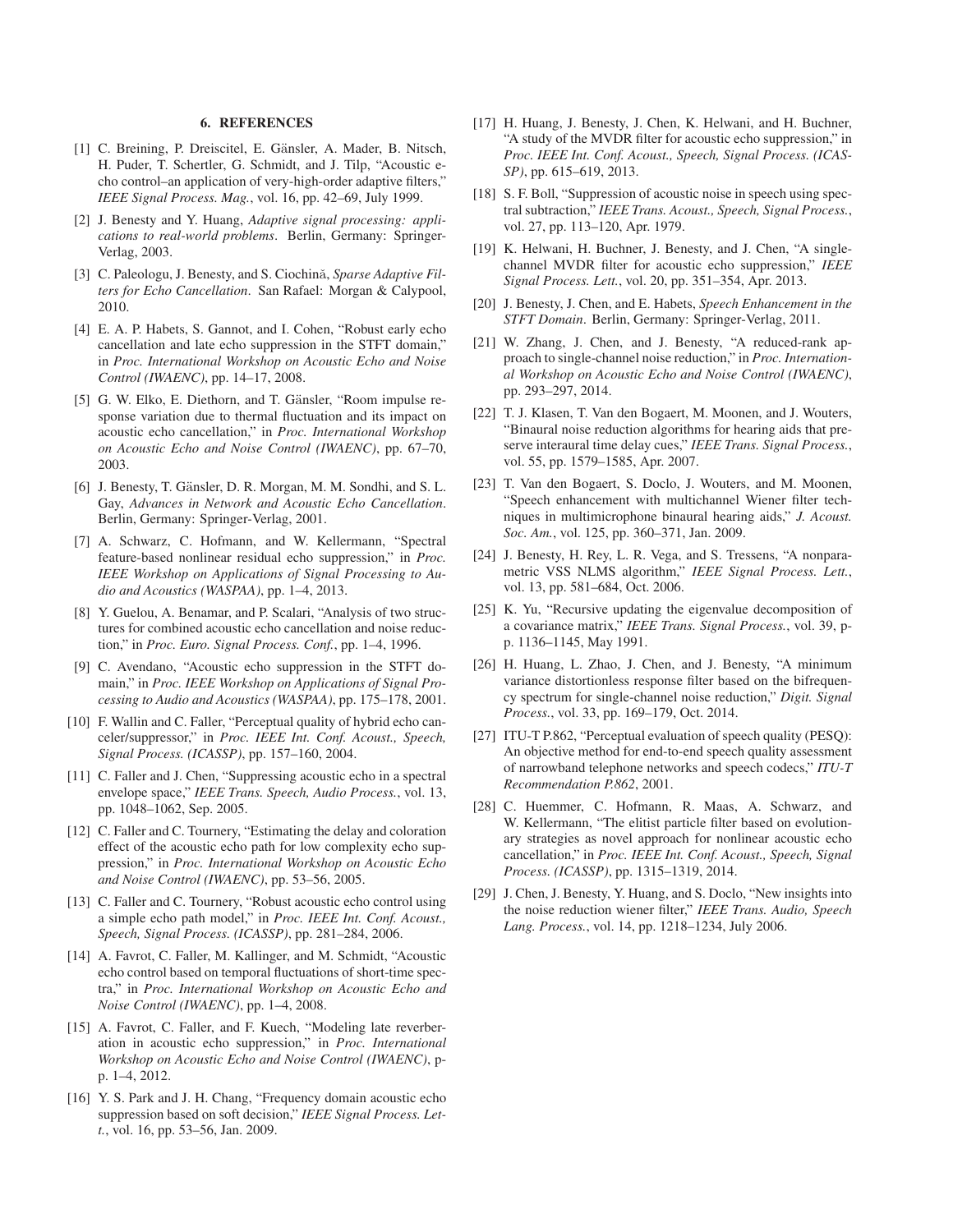## 6. REFERENCES

[1] C. Breining, P. Dreiscitel, E. Gänsler, A. Mader, B. Nitsch, H. Puder, T. Schertler, G. Schmidt, and J. Tilp, "Acoustic echo control–an application of very-high-order adaptive filters," *IEEE Signal Process. Mag.*, vol. 16, pp. 42–69, July 1999.

[2] J. Benesty and Y. Huang, *Adaptive signal processing: applications to real-world problems*. Berlin, Germany: Springer-Verlag, 2003.

[3] C. Paleologu, J. Benesty, and S. Ciochină, *Sparse Adaptive Filters for Echo Cancellation*. San Rafael: Morgan & Calypool, 2010.

[4] E. A. P. Habets, S. Gannot, and I. Cohen, "Robust early echo cancellation and late echo suppression in the STFT domain," in *Proc. International Workshop on Acoustic Echo and Noise Control (IWAENC)*, pp. 14–17, 2008.

[5] G. W. Elko, E. Diethorn, and T. Gänsler, "Room impulse response variation due to thermal fluctuation and its impact on acoustic echo cancellation," in *Proc. International Workshop on Acoustic Echo and Noise Control (IWAENC)*, pp. 67–70, 2003.

[6] J. Benesty, T. Gänsler, D. R. Morgan, M. M. Sondhi, and S. L. Gay, *Advances in Network and Acoustic Echo Cancellation*. Berlin, Germany: Springer-Verlag, 2001.

[7] A. Schwarz, C. Hofmann, and W. Kellermann, "Spectral feature-based nonlinear residual echo suppression," in *Proc. IEEE Workshop on Applications of Signal Processing to Audio and Acoustics (WASPAA)*, pp. 1–4, 2013.

[8] Y. Guelou, A. Benamar, and P. Scalari, "Analysis of two structures for combined acoustic echo cancellation and noise reduction," in *Proc. Euro. Signal Process. Conf.*, pp. 1–4, 1996.

[9] C. Avendano, "Acoustic echo suppression in the STFT domain," in *Proc. IEEE Workshop on Applications of Signal Processing to Audio and Acoustics (WASPAA)*, pp. 175–178, 2001.

[10] F. Wallin and C. Faller, "Perceptual quality of hybrid echo canceler/suppressor," in *Proc. IEEE Int. Conf. Acoust., Speech, Signal Process. (ICASSP)*, pp. 157–160, 2004.

[11] C. Faller and J. Chen, "Suppressing acoustic echo in a spectral envelope space," *IEEE Trans. Speech, Audio Process.*, vol. 13, pp. 1048–1062, Sep. 2005.

[12] C. Faller and C. Tournery, "Estimating the delay and coloration effect of the acoustic echo path for low complexity echo suppression," in *Proc. International Workshop on Acoustic Echo and Noise Control (IWAENC)*, pp. 53–56, 2005.

[13] C. Faller and C. Tournery, "Robust acoustic echo control using a simple echo path model," in *Proc. IEEE Int. Conf. Acoust., Speech, Signal Process. (ICASSP)*, pp. 281–284, 2006.

[14] A. Favrot, C. Faller, M. Kallinger, and M. Schmidt, "Acoustic echo control based on temporal fluctuations of short-time spectra," in *Proc. International Workshop on Acoustic Echo and Noise Control (IWAENC)*, pp. 1–4, 2008.

[15] A. Favrot, C. Faller, and F. Kuech, "Modeling late reverberation in acoustic echo suppression," in *Proc. International Workshop on Acoustic Echo and Noise Control (IWAENC)*, pp. 1–4, 2012.

[16] Y. S. Park and J. H. Chang, "Frequency domain acoustic echo suppression based on soft decision," *IEEE Signal Process. Lett.*, vol. 16, pp. 53–56, Jan. 2009.

[17] H. Huang, J. Benesty, J. Chen, K. Helwani, and H. Buchner, "A study of the MVDR filter for acoustic echo suppression," in *Proc. IEEE Int. Conf. Acoust., Speech, Signal Process. (ICASSP)*, pp. 615–619, 2013.

[18] S. F. Boll, "Suppression of acoustic noise in speech using spectral subtraction," *IEEE Trans. Acoust., Speech, Signal Process.*, vol. 27, pp. 113–120, Apr. 1979.

[19] K. Helwani, H. Buchner, J. Benesty, and J. Chen, "A single-channel MVDR filter for acoustic echo suppression," *IEEE Signal Process. Lett.*, vol. 20, pp. 351–354, Apr. 2013.

[20] J. Benesty, J. Chen, and E. Habets, *Speech Enhancement in the STFT Domain*. Berlin, Germany: Springer-Verlag, 2011.

[21] W. Zhang, J. Chen, and J. Benesty, "A reduced-rank approach to single-channel noise reduction," in *Proc. International Workshop on Acoustic Echo and Noise Control (IWAENC)*, pp. 293–297, 2014.

[22] T. J. Klasen, T. Van den Bogaert, M. Moonen, and J. Wouters, "Binaural noise reduction algorithms for hearing aids that preserve interaural time delay cues," *IEEE Trans. Signal Process.*, vol. 55, pp. 1579–1585, Apr. 2007.

[23] T. Van den Bogaert, S. Doclo, J. Wouters, and M. Moonen, "Speech enhancement with multichannel Wiener filter techniques in multimicrophone binaural hearing aids," *J. Acoust. Soc. Am.*, vol. 125, pp. 360–371, Jan. 2009.

[24] J. Benesty, H. Rey, L. R. Vega, and S. Tressens, "A nonparametric VSS NLMS algorithm," *IEEE Signal Process. Lett.*, vol. 13, pp. 581–684, Oct. 2006.

[25] K. Yu, "Recursive updating the eigenvalue decomposition of a covariance matrix," *IEEE Trans. Signal Process.*, vol. 39, pp. 1136–1145, May 1991.

[26] H. Huang, L. Zhao, J. Chen, and J. Benesty, "A minimum variance distortionless response filter based on the bifrequency spectrum for single-channel noise reduction," *Digit. Signal Process.*, vol. 33, pp. 169–179, Oct. 2014.

[27] ITU-T P.862, "Perceptual evaluation of speech quality (PESQ): An objective method for end-to-end speech quality assessment of narrowband telephone networks and speech codecs," *ITU-T Recommendation P.862*, 2001.

[28] C. Huemmer, C. Hofmann, R. Maas, A. Schwarz, and W. Kellermann, "The elitist particle filter based on evolutionary strategies as novel approach for nonlinear acoustic echo cancellation," in *Proc. IEEE Int. Conf. Acoust., Speech, Signal Process. (ICASSP)*, pp. 1315–1319, 2014.

[29] J. Chen, J. Benesty, Y. Huang, and S. Doclo, "New insights into the noise reduction wiener filter," *IEEE Trans. Audio, Speech Lang. Process.*, vol. 14, pp. 1218–1234, July 2006.